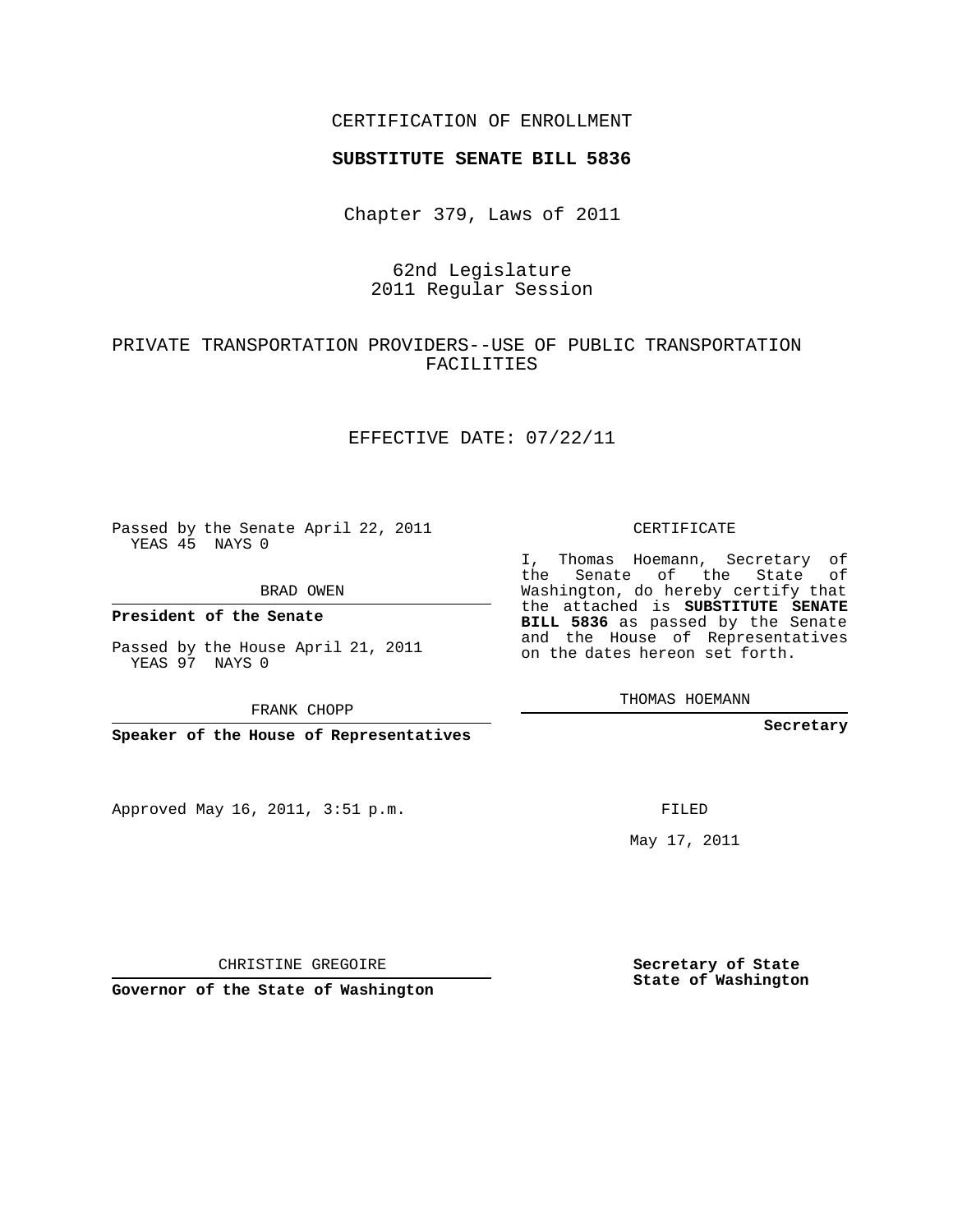CERTIFICATION OF ENROLLMENT

**SUBSTITUTE SENATE BILL 5836**

Chapter 379, Laws of 2011

62nd Legislature
2011 Regular Session

PRIVATE TRANSPORTATION PROVIDERS--USE OF PUBLIC TRANSPORTATION FACILITIES

EFFECTIVE DATE: 07/22/11

Passed by the Senate April 22, 2011
YEAS 45 NAYS 0

BRAD OWEN

**President of the Senate**

Passed by the House April 21, 2011
YEAS 97 NAYS 0

FRANK CHOPP

**Speaker of the House of Representatives**

CERTIFICATE

I, Thomas Hoemann, Secretary of the Senate of the State of Washington, do hereby certify that the attached is **SUBSTITUTE SENATE BILL 5836** as passed by the Senate and the House of Representatives on the dates hereon set forth.

THOMAS HOEMANN

**Secretary**

Approved May 16, 2011, 3:51 p.m.

FILED

May 17, 2011

CHRISTINE GREGOIRE

**Governor of the State of Washington**

**Secretary of State**
**State of Washington**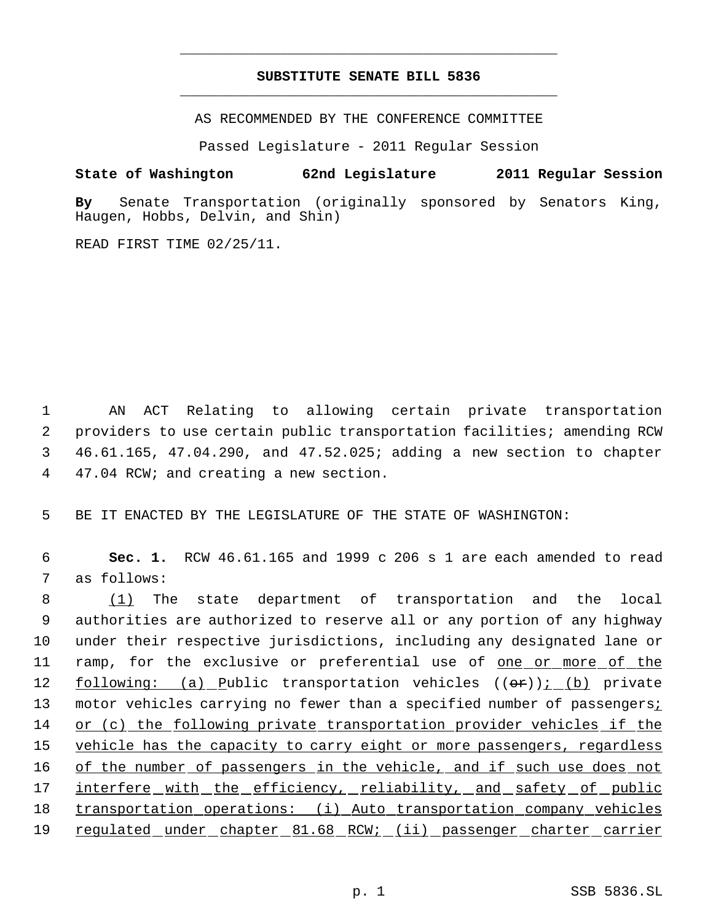---

# SUBSTITUTE SENATE BILL 5836

---

AS RECOMMENDED BY THE CONFERENCE COMMITTEE

Passed Legislature - 2011 Regular Session

**State of Washington 62nd Legislature 2011 Regular Session**

**By** Senate Transportation (originally sponsored by Senators King, Haugen, Hobbs, Delvin, and Shin)

READ FIRST TIME 02/25/11.

1 AN ACT Relating to allowing certain private transportation
2 providers to use certain public transportation facilities; amending RCW
3 46.61.165, 47.04.290, and 47.52.025; adding a new section to chapter
4 47.04 RCW; and creating a new section.

5 BE IT ENACTED BY THE LEGISLATURE OF THE STATE OF WASHINGTON:

6 **Sec. 1.** RCW 46.61.165 and 1999 c 206 s 1 are each amended to read
7 as follows:

8 <u>(1)</u> The state department of transportation and the local
9 authorities are authorized to reserve all or any portion of any highway
10 under their respective jurisdictions, including any designated lane or
11 ramp, for the exclusive or preferential use of <u>one or more of the</u>
12 <u>following: (a) P</u>ublic transportation vehicles ((~~or~~))<u>; (b)</u> private
13 motor vehicles carrying no fewer than a specified number of passengers<u>;</u>
14 <u>or (c) the following private transportation provider vehicles if the</u>
15 <u>vehicle has the capacity to carry eight or more passengers, regardless</u>
16 <u>of the number of passengers in the vehicle, and if such use does not</u>
17 <u>interfere with the efficiency, reliability, and safety of public</u>
18 <u>transportation operations: (i) Auto transportation company vehicles</u>
19 <u>regulated under chapter 81.68 RCW; (ii) passenger charter carrier</u>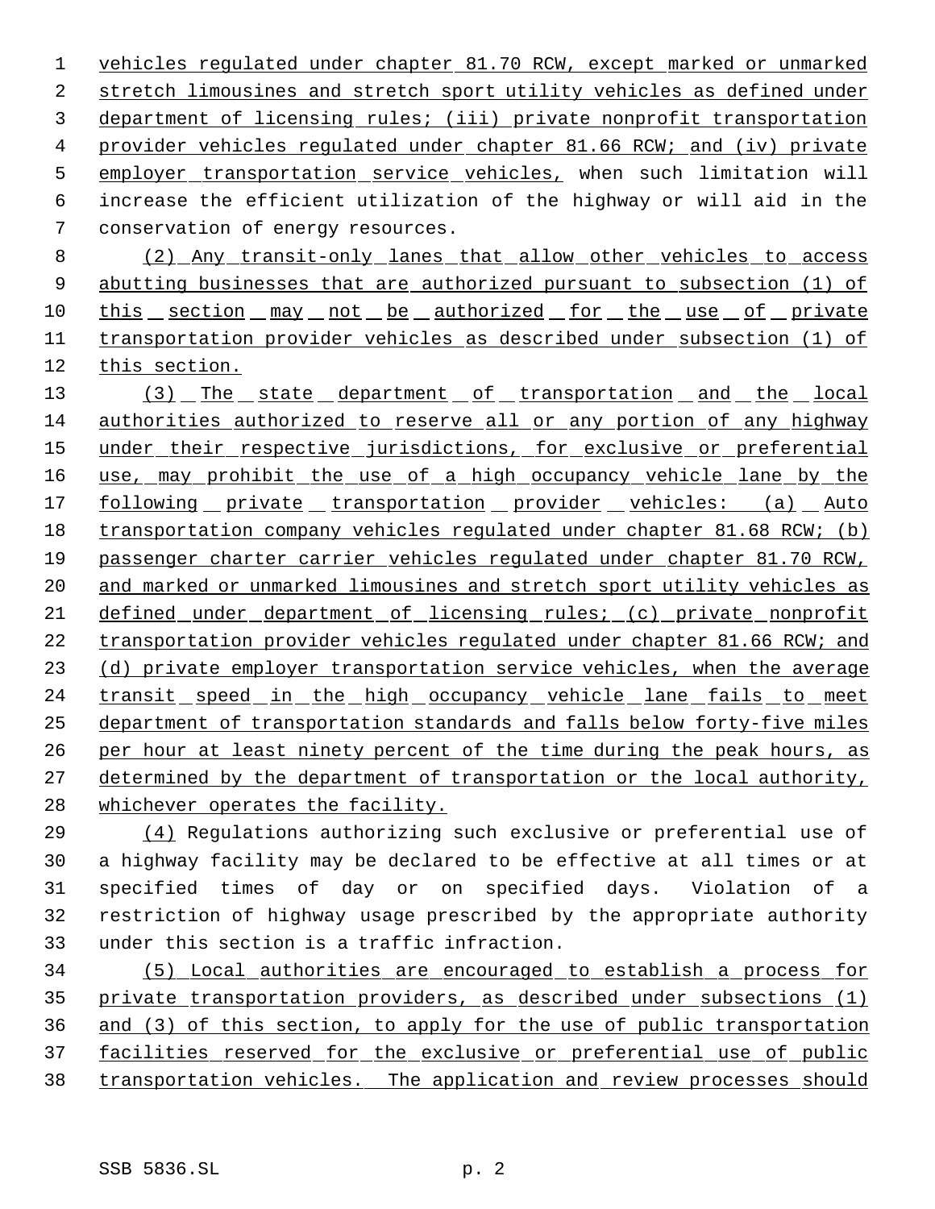vehicles regulated under chapter 81.70 RCW, except marked or unmarked stretch limousines and stretch sport utility vehicles as defined under department of licensing rules; (iii) private nonprofit transportation provider vehicles regulated under chapter 81.66 RCW; and (iv) private employer transportation service vehicles, when such limitation will increase the efficient utilization of the highway or will aid in the conservation of energy resources.

(2) Any transit-only lanes that allow other vehicles to access abutting businesses that are authorized pursuant to subsection (1) of this section may not be authorized for the use of private transportation provider vehicles as described under subsection (1) of this section.

(3) The state department of transportation and the local authorities authorized to reserve all or any portion of any highway under their respective jurisdictions, for exclusive or preferential use, may prohibit the use of a high occupancy vehicle lane by the following private transportation provider vehicles: (a) Auto transportation company vehicles regulated under chapter 81.68 RCW; (b) passenger charter carrier vehicles regulated under chapter 81.70 RCW, and marked or unmarked limousines and stretch sport utility vehicles as defined under department of licensing rules; (c) private nonprofit transportation provider vehicles regulated under chapter 81.66 RCW; and (d) private employer transportation service vehicles, when the average transit speed in the high occupancy vehicle lane fails to meet department of transportation standards and falls below forty-five miles per hour at least ninety percent of the time during the peak hours, as determined by the department of transportation or the local authority, whichever operates the facility.

(4) Regulations authorizing such exclusive or preferential use of a highway facility may be declared to be effective at all times or at specified times of day or on specified days. Violation of a restriction of highway usage prescribed by the appropriate authority under this section is a traffic infraction.

(5) Local authorities are encouraged to establish a process for private transportation providers, as described under subsections (1) and (3) of this section, to apply for the use of public transportation facilities reserved for the exclusive or preferential use of public transportation vehicles. The application and review processes should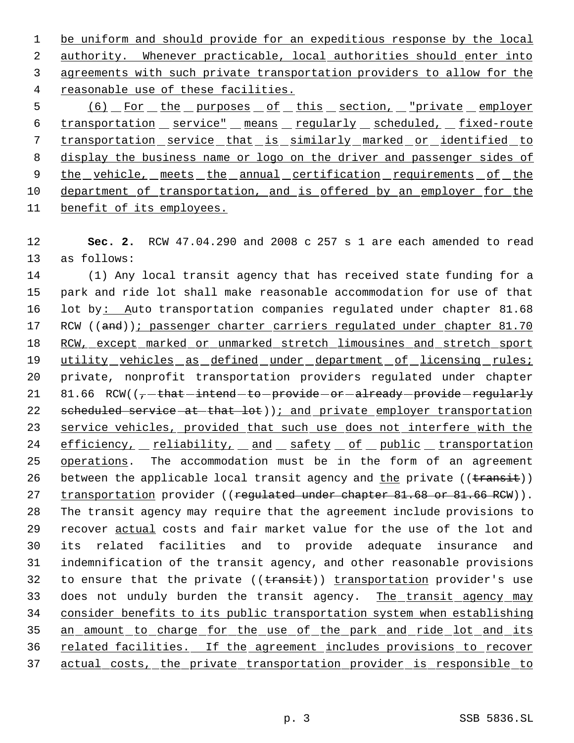be uniform and should provide for an expeditious response by the local authority. Whenever practicable, local authorities should enter into agreements with such private transportation providers to allow for the reasonable use of these facilities.

(6) For the purposes of this section, "private employer transportation service" means regularly scheduled, fixed-route transportation service that is similarly marked or identified to display the business name or logo on the driver and passenger sides of the vehicle, meets the annual certification requirements of the department of transportation, and is offered by an employer for the benefit of its employees.

**Sec. 2.** RCW 47.04.290 and 2008 c 257 s 1 are each amended to read as follows:

(1) Any local transit agency that has received state funding for a park and ride lot shall make reasonable accommodation for use of that lot by: Auto transportation companies regulated under chapter 81.68 RCW ((and)); passenger charter carriers regulated under chapter 81.70 RCW, except marked or unmarked stretch limousines and stretch sport utility vehicles as defined under department of licensing rules; private, nonprofit transportation providers regulated under chapter 81.66 RCW((, that intend to provide or already provide regularly scheduled service at that lot)); and private employer transportation service vehicles, provided that such use does not interfere with the efficiency, reliability, and safety of public transportation operations. The accommodation must be in the form of an agreement between the applicable local transit agency and the private ((transit)) transportation provider ((regulated under chapter 81.68 or 81.66 RCW)). The transit agency may require that the agreement include provisions to recover actual costs and fair market value for the use of the lot and its related facilities and to provide adequate insurance and indemnification of the transit agency, and other reasonable provisions to ensure that the private ((transit)) transportation provider's use does not unduly burden the transit agency. The transit agency may consider benefits to its public transportation system when establishing an amount to charge for the use of the park and ride lot and its related facilities. If the agreement includes provisions to recover actual costs, the private transportation provider is responsible to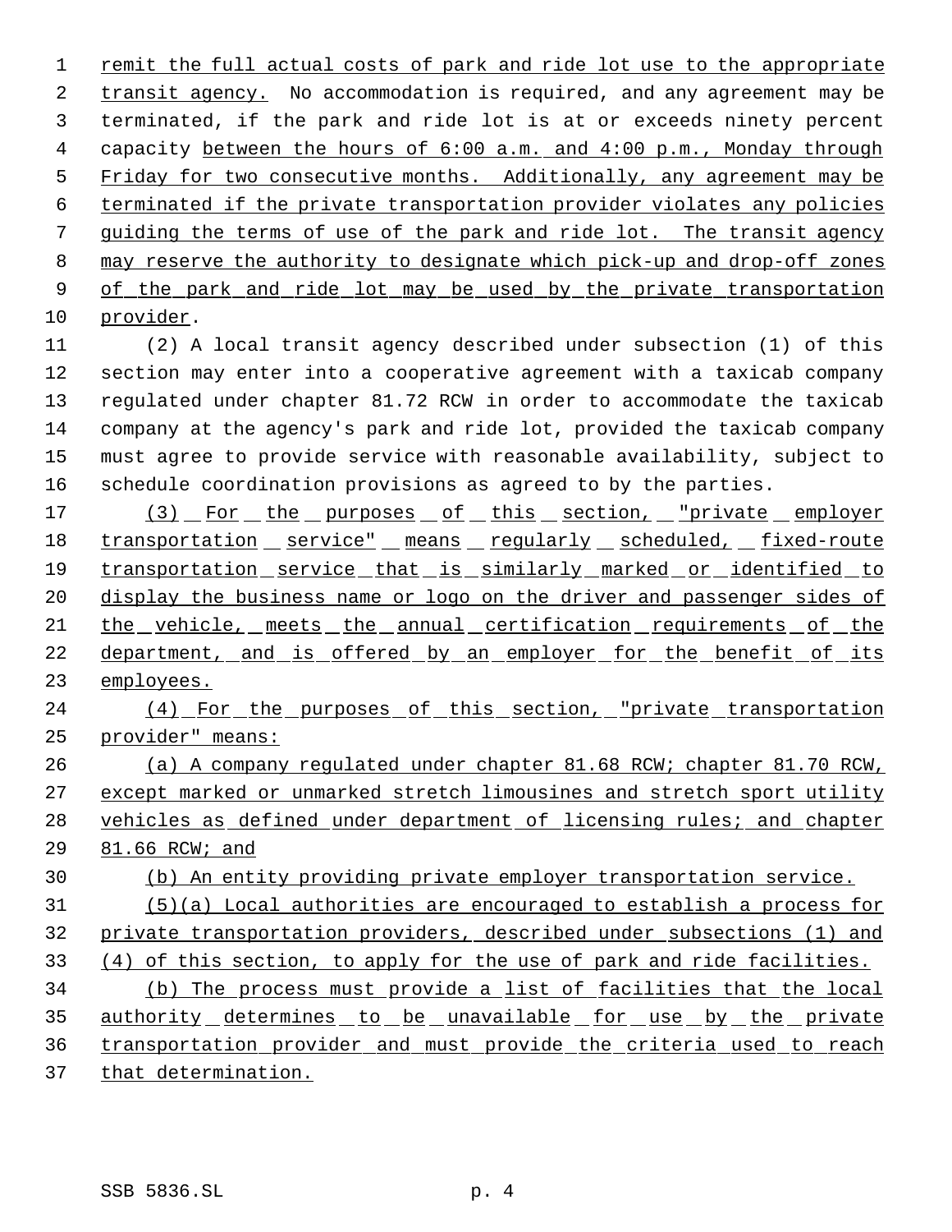remit the full actual costs of park and ride lot use to the appropriate transit agency. No accommodation is required, and any agreement may be terminated, if the park and ride lot is at or exceeds ninety percent capacity between the hours of 6:00 a.m. and 4:00 p.m., Monday through Friday for two consecutive months. Additionally, any agreement may be terminated if the private transportation provider violates any policies guiding the terms of use of the park and ride lot. The transit agency may reserve the authority to designate which pick-up and drop-off zones of the park and ride lot may be used by the private transportation provider.

(2) A local transit agency described under subsection (1) of this section may enter into a cooperative agreement with a taxicab company regulated under chapter 81.72 RCW in order to accommodate the taxicab company at the agency's park and ride lot, provided the taxicab company must agree to provide service with reasonable availability, subject to schedule coordination provisions as agreed to by the parties.

(3) For the purposes of this section, "private employer transportation service" means regularly scheduled, fixed-route transportation service that is similarly marked or identified to display the business name or logo on the driver and passenger sides of the vehicle, meets the annual certification requirements of the department, and is offered by an employer for the benefit of its employees.

(4) For the purposes of this section, "private transportation provider" means:

(a) A company regulated under chapter 81.68 RCW; chapter 81.70 RCW, except marked or unmarked stretch limousines and stretch sport utility vehicles as defined under department of licensing rules; and chapter 81.66 RCW; and

(b) An entity providing private employer transportation service.

(5)(a) Local authorities are encouraged to establish a process for private transportation providers, described under subsections (1) and (4) of this section, to apply for the use of park and ride facilities.

(b) The process must provide a list of facilities that the local authority determines to be unavailable for use by the private transportation provider and must provide the criteria used to reach that determination.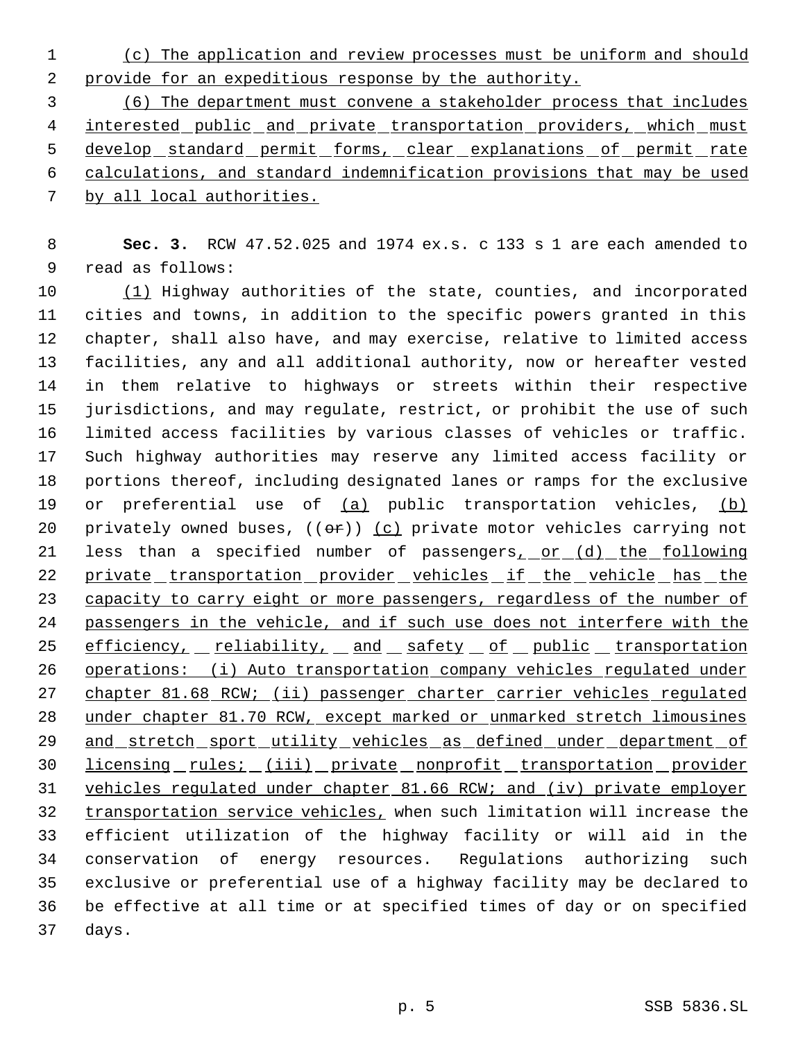(c) The application and review processes must be uniform and should provide for an expeditious response by the authority.

(6) The department must convene a stakeholder process that includes interested public and private transportation providers, which must develop standard permit forms, clear explanations of permit rate calculations, and standard indemnification provisions that may be used by all local authorities.

**Sec. 3.** RCW 47.52.025 and 1974 ex.s. c 133 s 1 are each amended to read as follows:

(1) Highway authorities of the state, counties, and incorporated cities and towns, in addition to the specific powers granted in this chapter, shall also have, and may exercise, relative to limited access facilities, any and all additional authority, now or hereafter vested in them relative to highways or streets within their respective jurisdictions, and may regulate, restrict, or prohibit the use of such limited access facilities by various classes of vehicles or traffic. Such highway authorities may reserve any limited access facility or portions thereof, including designated lanes or ramps for the exclusive or preferential use of (a) public transportation vehicles, (b) privately owned buses, ((or)) (c) private motor vehicles carrying not less than a specified number of passengers, or (d) the following private transportation provider vehicles if the vehicle has the capacity to carry eight or more passengers, regardless of the number of passengers in the vehicle, and if such use does not interfere with the efficiency, reliability, and safety of public transportation operations: (i) Auto transportation company vehicles regulated under chapter 81.68 RCW; (ii) passenger charter carrier vehicles regulated under chapter 81.70 RCW, except marked or unmarked stretch limousines and stretch sport utility vehicles as defined under department of licensing rules; (iii) private nonprofit transportation provider vehicles regulated under chapter 81.66 RCW; and (iv) private employer transportation service vehicles, when such limitation will increase the efficient utilization of the highway facility or will aid in the conservation of energy resources. Regulations authorizing such exclusive or preferential use of a highway facility may be declared to be effective at all time or at specified times of day or on specified days.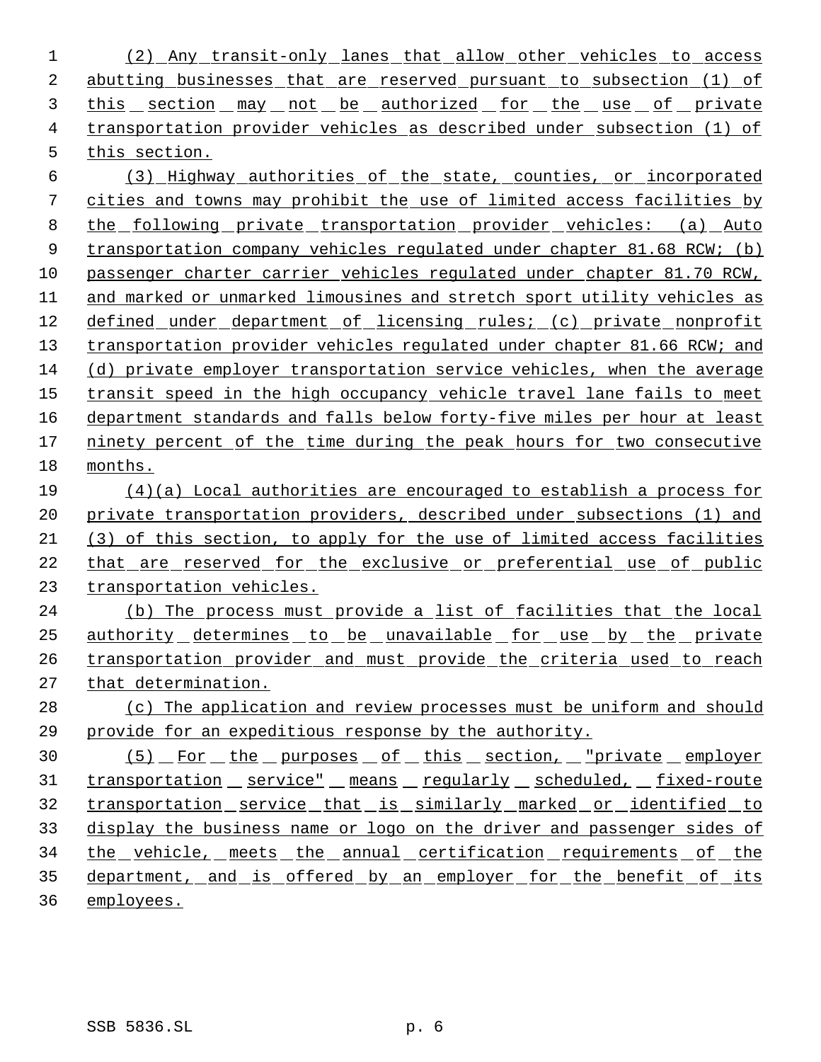(2) Any transit-only lanes that allow other vehicles to access abutting businesses that are reserved pursuant to subsection (1) of this section may not be authorized for the use of private transportation provider vehicles as described under subsection (1) of this section.

(3) Highway authorities of the state, counties, or incorporated cities and towns may prohibit the use of limited access facilities by the following private transportation provider vehicles: (a) Auto transportation company vehicles regulated under chapter 81.68 RCW; (b) passenger charter carrier vehicles regulated under chapter 81.70 RCW, and marked or unmarked limousines and stretch sport utility vehicles as defined under department of licensing rules; (c) private nonprofit transportation provider vehicles regulated under chapter 81.66 RCW; and (d) private employer transportation service vehicles, when the average transit speed in the high occupancy vehicle travel lane fails to meet department standards and falls below forty-five miles per hour at least ninety percent of the time during the peak hours for two consecutive months.

(4)(a) Local authorities are encouraged to establish a process for private transportation providers, described under subsections (1) and (3) of this section, to apply for the use of limited access facilities that are reserved for the exclusive or preferential use of public transportation vehicles.

(b) The process must provide a list of facilities that the local authority determines to be unavailable for use by the private transportation provider and must provide the criteria used to reach that determination.

(c) The application and review processes must be uniform and should provide for an expeditious response by the authority.

(5) For the purposes of this section, "private employer transportation service" means regularly scheduled, fixed-route transportation service that is similarly marked or identified to display the business name or logo on the driver and passenger sides of the vehicle, meets the annual certification requirements of the department, and is offered by an employer for the benefit of its employees.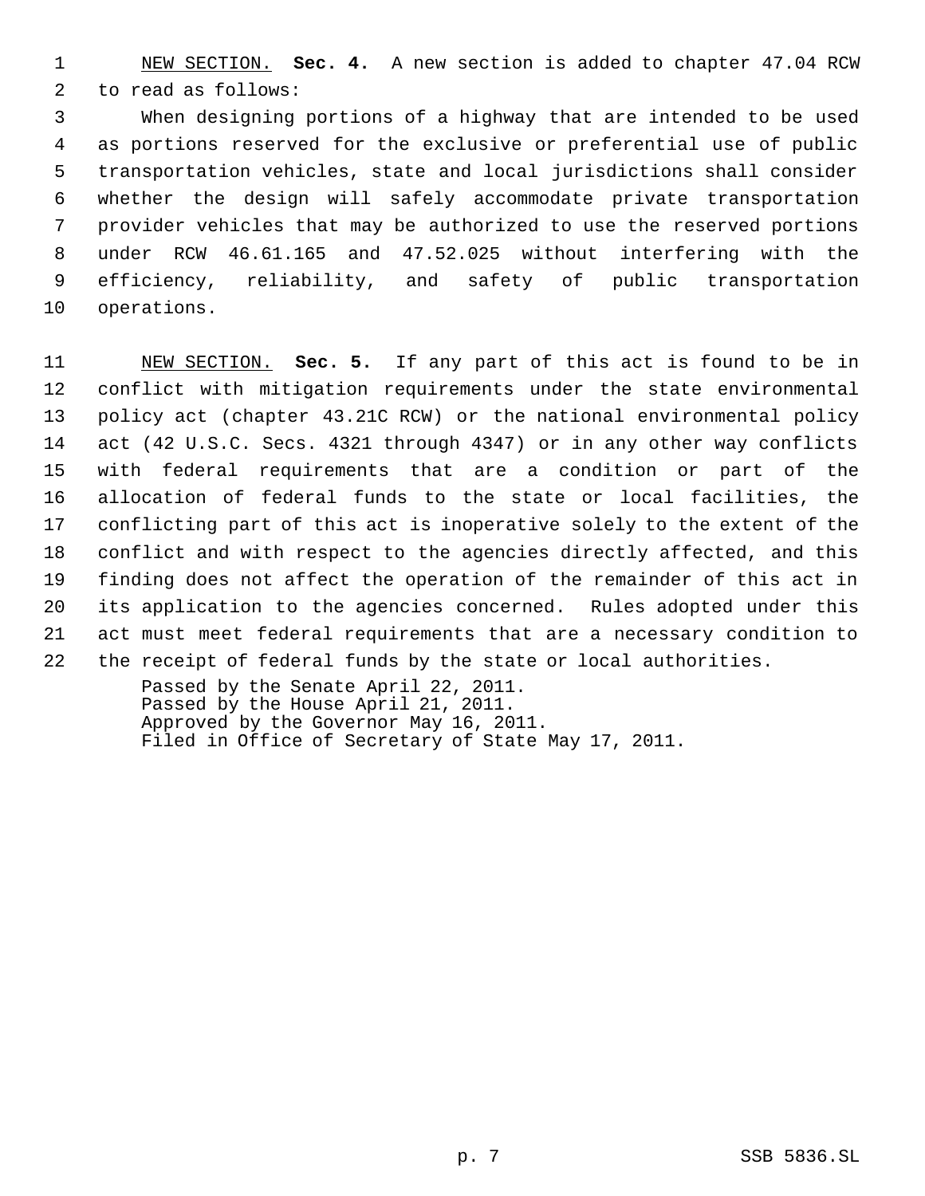NEW SECTION. **Sec. 4.** A new section is added to chapter 47.04 RCW to read as follows:

When designing portions of a highway that are intended to be used as portions reserved for the exclusive or preferential use of public transportation vehicles, state and local jurisdictions shall consider whether the design will safely accommodate private transportation provider vehicles that may be authorized to use the reserved portions under RCW 46.61.165 and 47.52.025 without interfering with the efficiency, reliability, and safety of public transportation operations.

NEW SECTION. **Sec. 5.** If any part of this act is found to be in conflict with mitigation requirements under the state environmental policy act (chapter 43.21C RCW) or the national environmental policy act (42 U.S.C. Secs. 4321 through 4347) or in any other way conflicts with federal requirements that are a condition or part of the allocation of federal funds to the state or local facilities, the conflicting part of this act is inoperative solely to the extent of the conflict and with respect to the agencies directly affected, and this finding does not affect the operation of the remainder of this act in its application to the agencies concerned. Rules adopted under this act must meet federal requirements that are a necessary condition to the receipt of federal funds by the state or local authorities.

Passed by the Senate April 22, 2011.
Passed by the House April 21, 2011.
Approved by the Governor May 16, 2011.
Filed in Office of Secretary of State May 17, 2011.